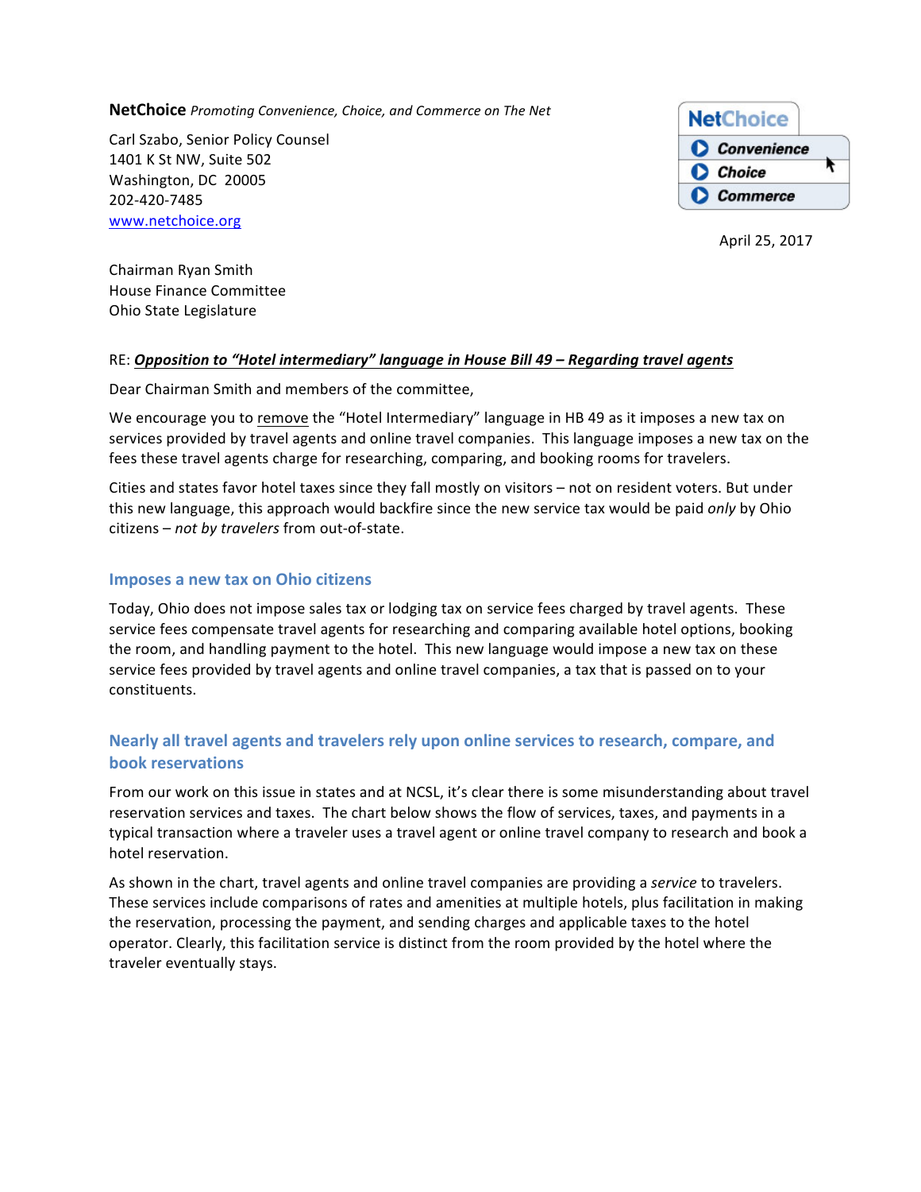**NetChoice** *Promoting Convenience, Choice, and Commerce on The Net*

Carl Szabo, Senior Policy Counsel
1401 K St NW, Suite 502
Washington, DC 20005
202-420-7485
www.netchoice.org

NetChoice
Convenience
Choice
Commerce

April 25, 2017

Chairman Ryan Smith
House Finance Committee
Ohio State Legislature

RE: ***Opposition to "Hotel intermediary" language in House Bill 49 – Regarding travel agents***

Dear Chairman Smith and members of the committee,

We encourage you to remove the "Hotel Intermediary" language in HB 49 as it imposes a new tax on services provided by travel agents and online travel companies. This language imposes a new tax on the fees these travel agents charge for researching, comparing, and booking rooms for travelers.

Cities and states favor hotel taxes since they fall mostly on visitors – not on resident voters. But under this new language, this approach would backfire since the new service tax would be paid *only* by Ohio citizens – *not by travelers* from out-of-state.

## Imposes a new tax on Ohio citizens

Today, Ohio does not impose sales tax or lodging tax on service fees charged by travel agents. These service fees compensate travel agents for researching and comparing available hotel options, booking the room, and handling payment to the hotel. This new language would impose a new tax on these service fees provided by travel agents and online travel companies, a tax that is passed on to your constituents.

## Nearly all travel agents and travelers rely upon online services to research, compare, and book reservations

From our work on this issue in states and at NCSL, it's clear there is some misunderstanding about travel reservation services and taxes. The chart below shows the flow of services, taxes, and payments in a typical transaction where a traveler uses a travel agent or online travel company to research and book a hotel reservation.

As shown in the chart, travel agents and online travel companies are providing a *service* to travelers. These services include comparisons of rates and amenities at multiple hotels, plus facilitation in making the reservation, processing the payment, and sending charges and applicable taxes to the hotel operator. Clearly, this facilitation service is distinct from the room provided by the hotel where the traveler eventually stays.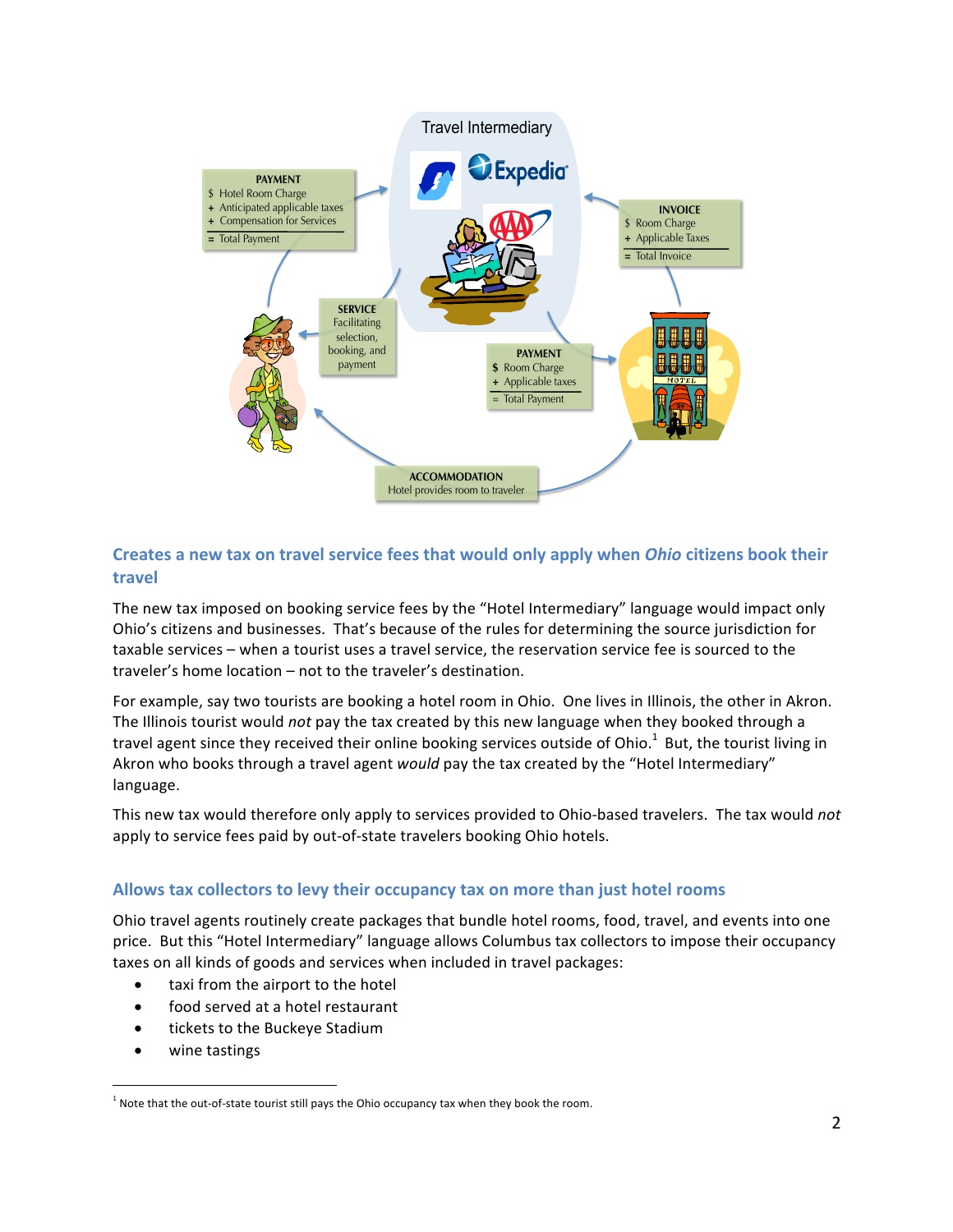Travel Intermediary

**PAYMENT**
$ Hotel Room Charge
\+ Anticipated applicable taxes
\+ Compensation for Services
= Total Payment

**INVOICE**
$ Room Charge
\+ Applicable Taxes
= Total Invoice

**SERVICE**
Facilitating selection, booking, and payment

**PAYMENT**
$ Room Charge
\+ Applicable taxes
= Total Payment

**ACCOMMODATION**
Hotel provides room to traveler

### Creates a new tax on travel service fees that would only apply when *Ohio* citizens book their travel

The new tax imposed on booking service fees by the "Hotel Intermediary" language would impact only Ohio's citizens and businesses. That's because of the rules for determining the source jurisdiction for taxable services – when a tourist uses a travel service, the reservation service fee is sourced to the traveler's home location – not to the traveler's destination.

For example, say two tourists are booking a hotel room in Ohio. One lives in Illinois, the other in Akron. The Illinois tourist would *not* pay the tax created by this new language when they booked through a travel agent since they received their online booking services outside of Ohio.[1] But, the tourist living in Akron who books through a travel agent *would* pay the tax created by the "Hotel Intermediary" language.

This new tax would therefore only apply to services provided to Ohio-based travelers. The tax would *not* apply to service fees paid by out-of-state travelers booking Ohio hotels.

### Allows tax collectors to levy their occupancy tax on more than just hotel rooms

Ohio travel agents routinely create packages that bundle hotel rooms, food, travel, and events into one price. But this "Hotel Intermediary" language allows Columbus tax collectors to impose their occupancy taxes on all kinds of goods and services when included in travel packages:

- taxi from the airport to the hotel
- food served at a hotel restaurant
- tickets to the Buckeye Stadium
- wine tastings

[1] Note that the out-of-state tourist still pays the Ohio occupancy tax when they book the room.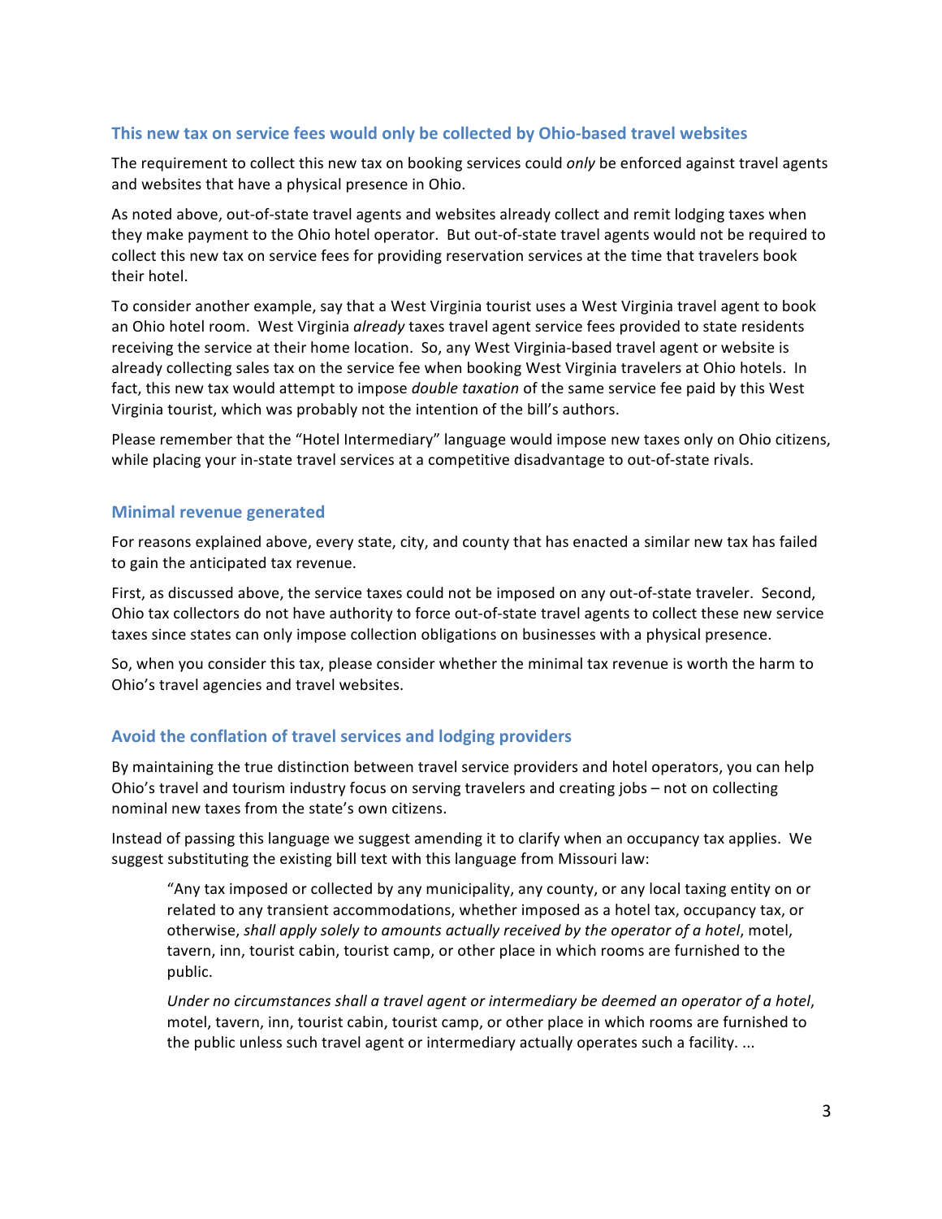## This new tax on service fees would only be collected by Ohio-based travel websites

The requirement to collect this new tax on booking services could *only* be enforced against travel agents and websites that have a physical presence in Ohio.

As noted above, out-of-state travel agents and websites already collect and remit lodging taxes when they make payment to the Ohio hotel operator. But out-of-state travel agents would not be required to collect this new tax on service fees for providing reservation services at the time that travelers book their hotel.

To consider another example, say that a West Virginia tourist uses a West Virginia travel agent to book an Ohio hotel room. West Virginia *already* taxes travel agent service fees provided to state residents receiving the service at their home location. So, any West Virginia-based travel agent or website is already collecting sales tax on the service fee when booking West Virginia travelers at Ohio hotels. In fact, this new tax would attempt to impose *double taxation* of the same service fee paid by this West Virginia tourist, which was probably not the intention of the bill's authors.

Please remember that the "Hotel Intermediary" language would impose new taxes only on Ohio citizens, while placing your in-state travel services at a competitive disadvantage to out-of-state rivals.

## Minimal revenue generated

For reasons explained above, every state, city, and county that has enacted a similar new tax has failed to gain the anticipated tax revenue.

First, as discussed above, the service taxes could not be imposed on any out-of-state traveler. Second, Ohio tax collectors do not have authority to force out-of-state travel agents to collect these new service taxes since states can only impose collection obligations on businesses with a physical presence.

So, when you consider this tax, please consider whether the minimal tax revenue is worth the harm to Ohio's travel agencies and travel websites.

## Avoid the conflation of travel services and lodging providers

By maintaining the true distinction between travel service providers and hotel operators, you can help Ohio's travel and tourism industry focus on serving travelers and creating jobs – not on collecting nominal new taxes from the state's own citizens.

Instead of passing this language we suggest amending it to clarify when an occupancy tax applies. We suggest substituting the existing bill text with this language from Missouri law:

> "Any tax imposed or collected by any municipality, any county, or any local taxing entity on or related to any transient accommodations, whether imposed as a hotel tax, occupancy tax, or otherwise, *shall apply solely to amounts actually received by the operator of a hotel*, motel, tavern, inn, tourist cabin, tourist camp, or other place in which rooms are furnished to the public.
>
> *Under no circumstances shall a travel agent or intermediary be deemed an operator of a hotel*, motel, tavern, inn, tourist cabin, tourist camp, or other place in which rooms are furnished to the public unless such travel agent or intermediary actually operates such a facility. ...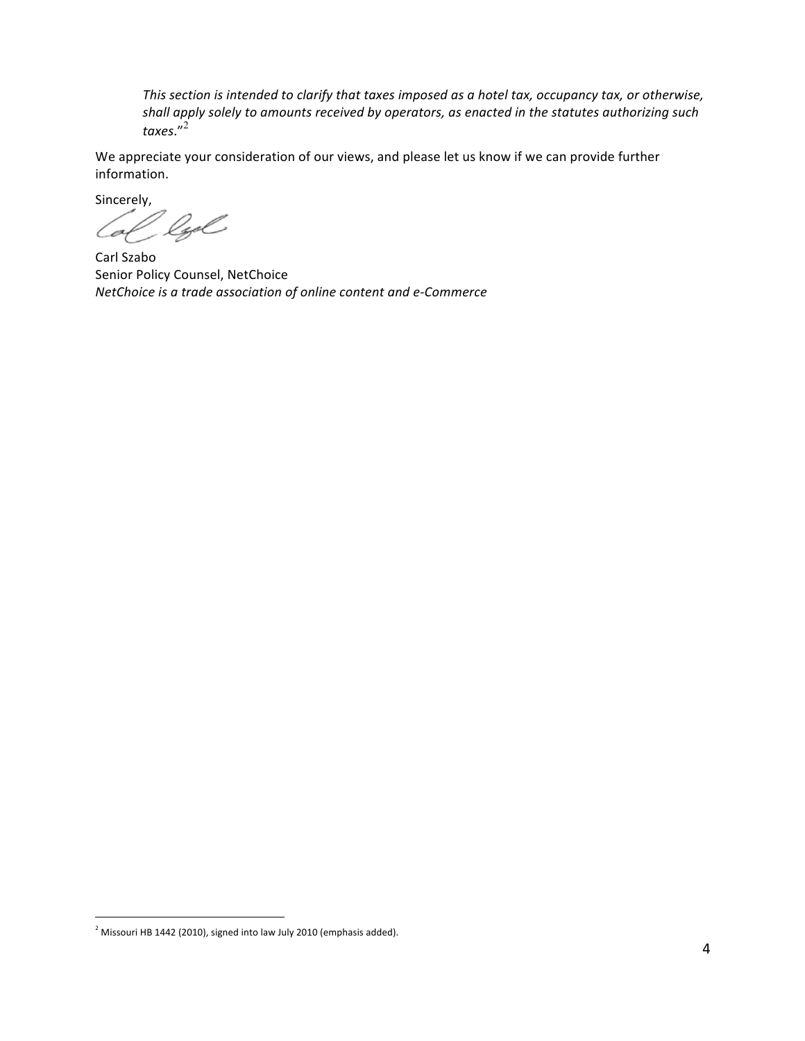*This section is intended to clarify that taxes imposed as a hotel tax, occupancy tax, or otherwise, shall apply solely to amounts received by operators, as enacted in the statutes authorizing such taxes*."[2]

We appreciate your consideration of our views, and please let us know if we can provide further information.

Sincerely,

Carl Szabo
Senior Policy Counsel, NetChoice
*NetChoice is a trade association of online content and e-Commerce*

---

[2] Missouri HB 1442 (2010), signed into law July 2010 (emphasis added).